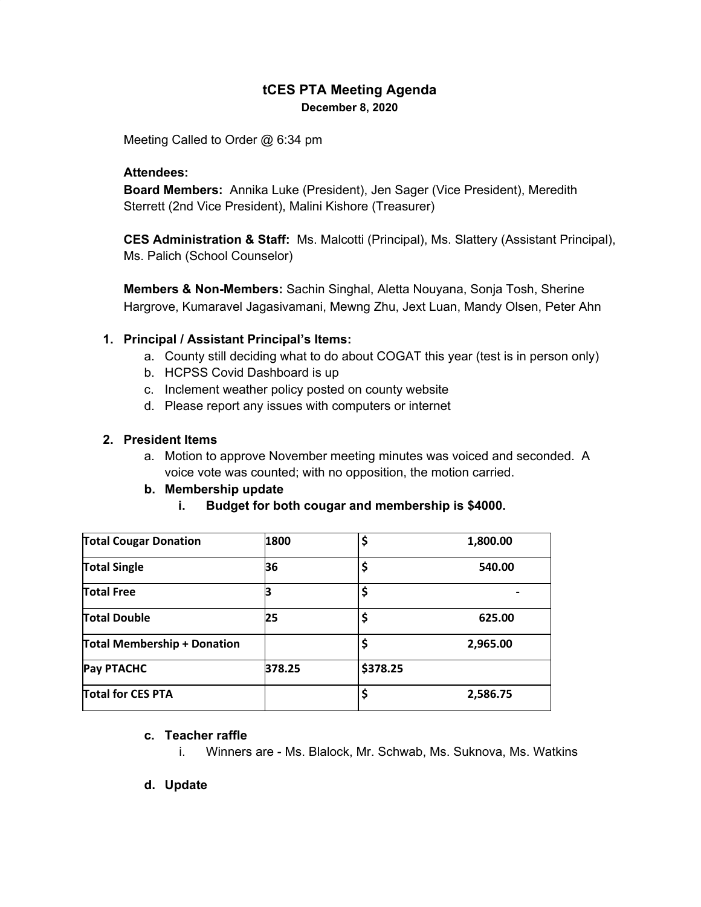# tCES PTA Meeting Agenda

**December 8, 2020**

Meeting Called to Order @ 6:34 pm

**Attendees:**

**Board Members:** Annika Luke (President), Jen Sager (Vice President), Meredith Sterrett (2nd Vice President), Malini Kishore (Treasurer)

**CES Administration & Staff:** Ms. Malcotti (Principal), Ms. Slattery (Assistant Principal), Ms. Palich (School Counselor)

**Members & Non-Members:** Sachin Singhal, Aletta Nouyana, Sonja Tosh, Sherine Hargrove, Kumaravel Jagasivamani, Mewng Zhu, Jext Luan, Mandy Olsen, Peter Ahn

1. **Principal / Assistant Principal's Items:**
   a. County still deciding what to do about COGAT this year (test is in person only)
   b. HCPSS Covid Dashboard is up
   c. Inclement weather policy posted on county website
   d. Please report any issues with computers or internet

2. **President Items**
   a. Motion to approve November meeting minutes was voiced and seconded. A voice vote was counted; with no opposition, the motion carried.
   b. **Membership update**
      i. **Budget for both cougar and membership is $4000.**

| Total Cougar Donation | 1800 | $ 1,800.00 |
|---|---|---|
| Total Single | 36 | $ 540.00 |
| Total Free | 3 | $ - |
| Total Double | 25 | $ 625.00 |
| Total Membership + Donation | | $ 2,965.00 |
| Pay PTACHC | 378.25 | $378.25 |
| Total for CES PTA | | $ 2,586.75 |

   c. **Teacher raffle**
      i. Winners are - Ms. Blalock, Mr. Schwab, Ms. Suknova, Ms. Watkins
   d. **Update**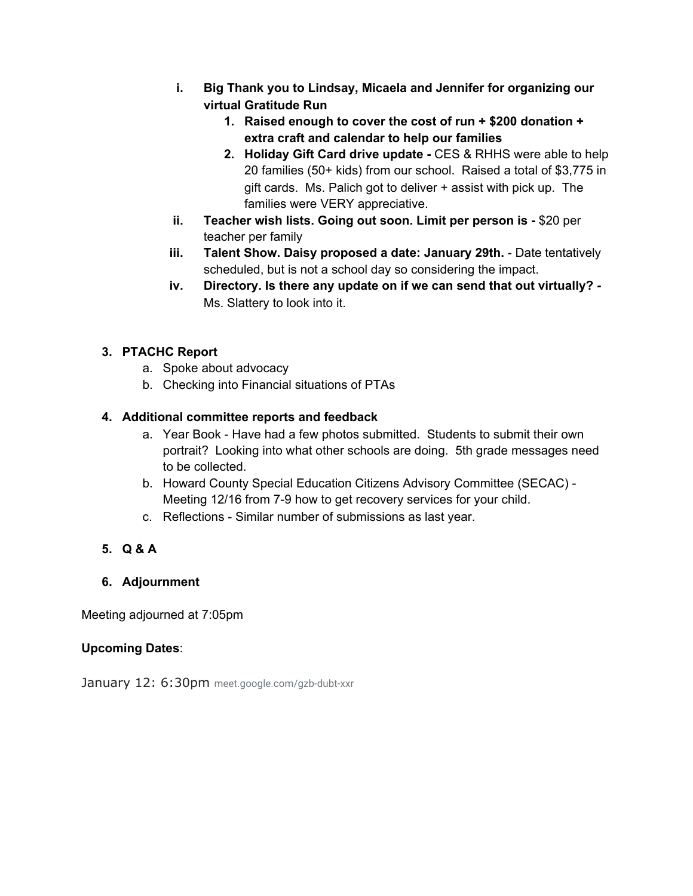i. **Big Thank you to Lindsay, Micaela and Jennifer for organizing our virtual Gratitude Run**
    1. **Raised enough to cover the cost of run + $200 donation + extra craft and calendar to help our families**
    2. **Holiday Gift Card drive update -** CES & RHHS were able to help 20 families (50+ kids) from our school. Raised a total of $3,775 in gift cards. Ms. Palich got to deliver + assist with pick up. The families were VERY appreciative.

ii. **Teacher wish lists. Going out soon. Limit per person is -** $20 per teacher per family

iii. **Talent Show. Daisy proposed a date: January 29th.** - Date tentatively scheduled, but is not a school day so considering the impact.

iv. **Directory. Is there any update on if we can send that out virtually? -** Ms. Slattery to look into it.

3. **PTACHC Report**
    a. Spoke about advocacy
    b. Checking into Financial situations of PTAs

4. **Additional committee reports and feedback**
    a. Year Book - Have had a few photos submitted. Students to submit their own portrait? Looking into what other schools are doing. 5th grade messages need to be collected.
    b. Howard County Special Education Citizens Advisory Committee (SECAC) - Meeting 12/16 from 7-9 how to get recovery services for your child.
    c. Reflections - Similar number of submissions as last year.

5. **Q & A**

6. **Adjournment**

Meeting adjourned at 7:05pm

**Upcoming Dates**:

January 12: 6:30pm meet.google.com/gzb-dubt-xxr